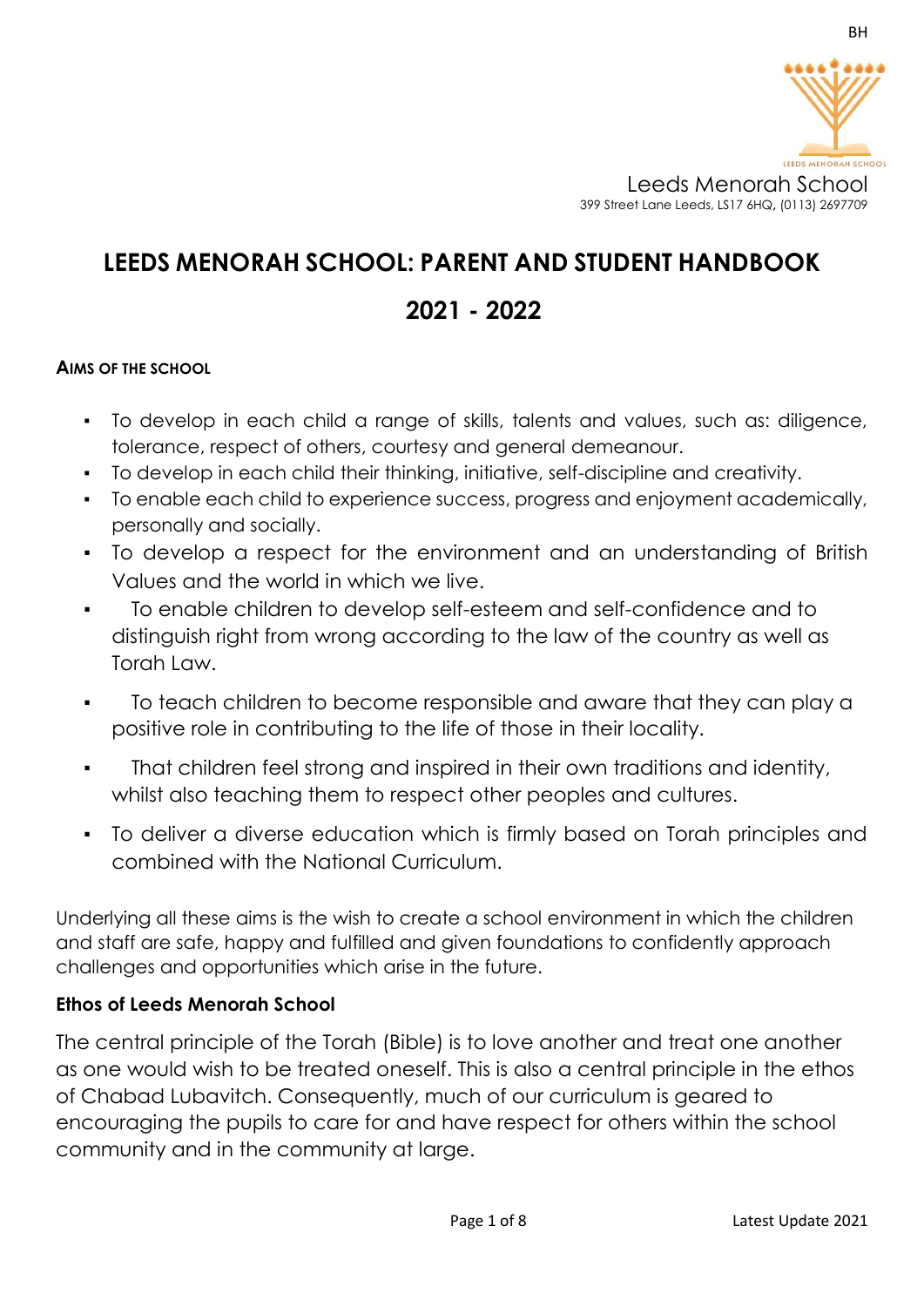Leeds Menorah School
399 Street Lane Leeds, LS17 6HQ, (0113) 2697709

# LEEDS MENORAH SCHOOL: PARENT AND STUDENT HANDBOOK

# 2021 - 2022

**AIMS OF THE SCHOOL**

- To develop in each child a range of skills, talents and values, such as: diligence, tolerance, respect of others, courtesy and general demeanour.
- To develop in each child their thinking, initiative, self-discipline and creativity.
- To enable each child to experience success, progress and enjoyment academically, personally and socially.
- To develop a respect for the environment and an understanding of British Values and the world in which we live.
- To enable children to develop self-esteem and self-confidence and to distinguish right from wrong according to the law of the country as well as Torah Law.
- To teach children to become responsible and aware that they can play a positive role in contributing to the life of those in their locality.
- That children feel strong and inspired in their own traditions and identity, whilst also teaching them to respect other peoples and cultures.
- To deliver a diverse education which is firmly based on Torah principles and combined with the National Curriculum.

Underlying all these aims is the wish to create a school environment in which the children and staff are safe, happy and fulfilled and given foundations to confidently approach challenges and opportunities which arise in the future.

**Ethos of Leeds Menorah School**

The central principle of the Torah (Bible) is to love another and treat one another as one would wish to be treated oneself. This is also a central principle in the ethos of Chabad Lubavitch. Consequently, much of our curriculum is geared to encouraging the pupils to care for and have respect for others within the school community and in the community at large.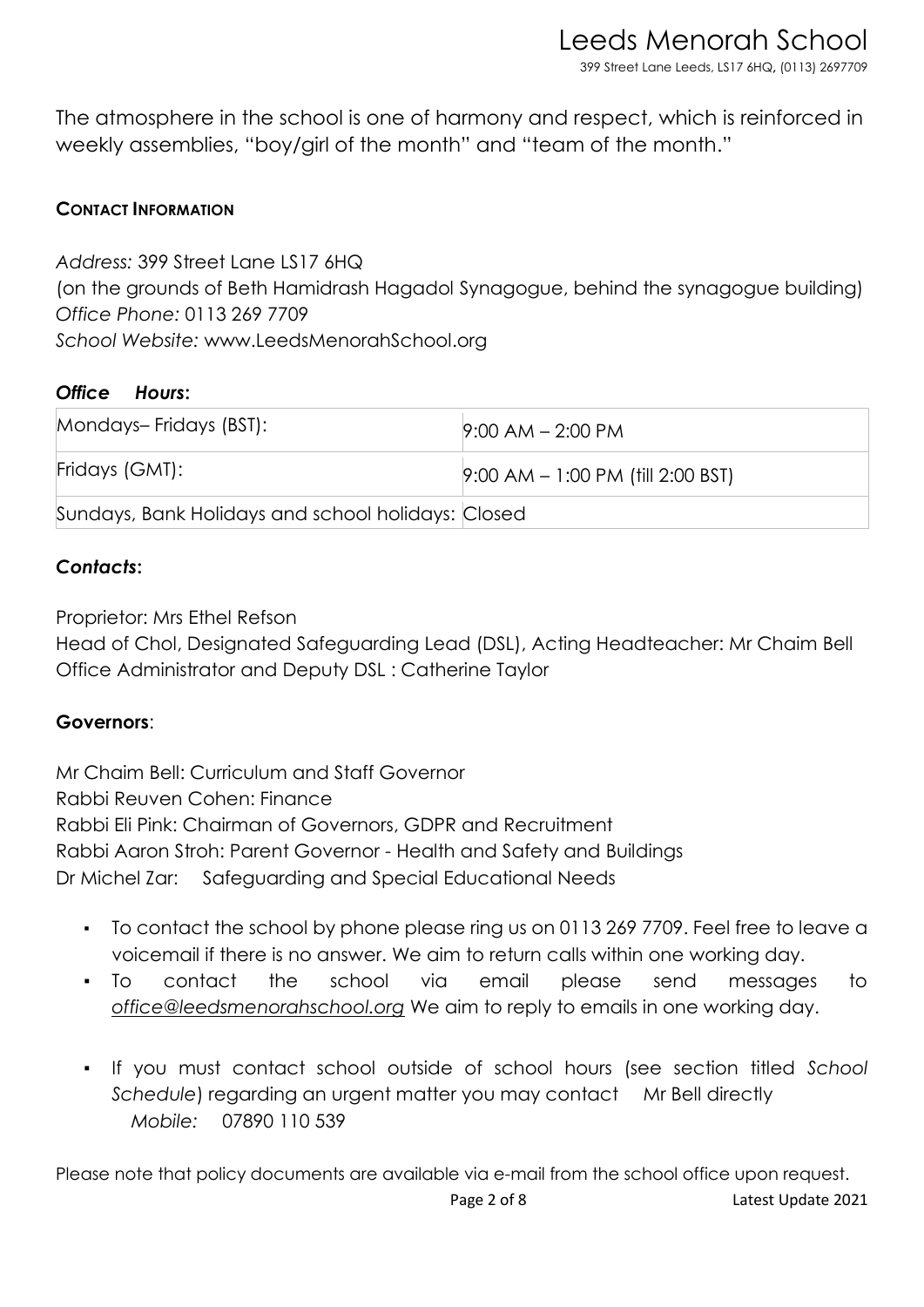The atmosphere in the school is one of harmony and respect, which is reinforced in weekly assemblies, "boy/girl of the month" and "team of the month."

**CONTACT INFORMATION**

*Address:* 399 Street Lane LS17 6HQ
(on the grounds of Beth Hamidrash Hagadol Synagogue, behind the synagogue building)
*Office Phone:* 0113 269 7709
*School Website:* www.LeedsMenorahSchool.org

***Office Hours*:**

| | |
|---|---|
| Mondays– Fridays (BST): | 9:00 AM – 2:00 PM |
| Fridays (GMT): | 9:00 AM – 1:00 PM (till 2:00 BST) |
| Sundays, Bank Holidays and school holidays: | Closed |

***Contacts*:**

Proprietor: Mrs Ethel Refson
Head of Chol, Designated Safeguarding Lead (DSL), Acting Headteacher: Mr Chaim Bell
Office Administrator and Deputy DSL : Catherine Taylor

**Governors**:

Mr Chaim Bell: Curriculum and Staff Governor
Rabbi Reuven Cohen: Finance
Rabbi Eli Pink: Chairman of Governors, GDPR and Recruitment
Rabbi Aaron Stroh: Parent Governor - Health and Safety and Buildings
Dr Michel Zar: Safeguarding and Special Educational Needs

- To contact the school by phone please ring us on 0113 269 7709. Feel free to leave a voicemail if there is no answer. We aim to return calls within one working day.
- To contact the school via email please send messages to *office@leedsmenorahschool.org* We aim to reply to emails in one working day.
- If you must contact school outside of school hours (see section titled *School Schedule*) regarding an urgent matter you may contact Mr Bell directly
  *Mobile:* 07890 110 539

Please note that policy documents are available via e-mail from the school office upon request.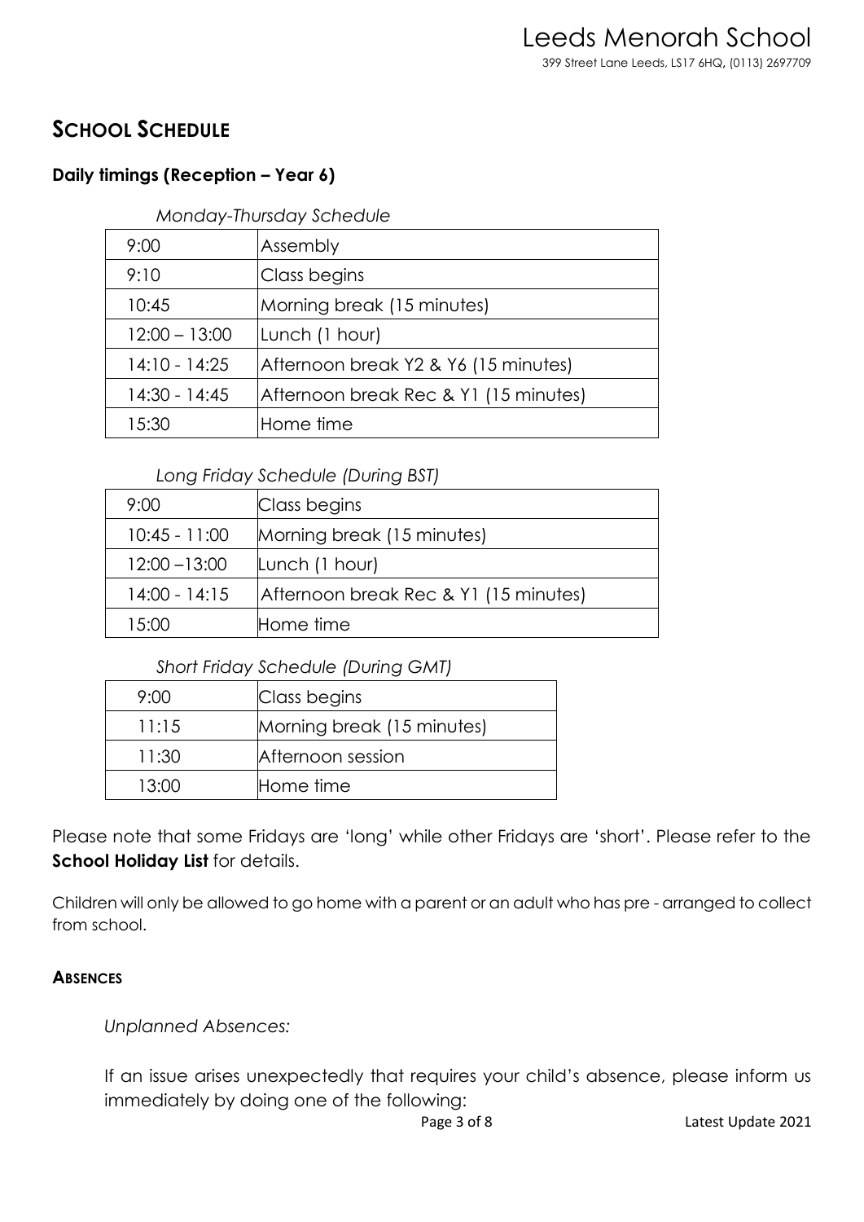## SCHOOL SCHEDULE

### Daily timings (Reception – Year 6)

*Monday-Thursday Schedule*

| | |
|---|---|
| 9:00 | Assembly |
| 9:10 | Class begins |
| 10:45 | Morning break (15 minutes) |
| 12:00 – 13:00 | Lunch (1 hour) |
| 14:10 - 14:25 | Afternoon break Y2 & Y6 (15 minutes) |
| 14:30 - 14:45 | Afternoon break Rec & Y1 (15 minutes) |
| 15:30 | Home time |

*Long Friday Schedule (During BST)*

| | |
|---|---|
| 9:00 | Class begins |
| 10:45 - 11:00 | Morning break (15 minutes) |
| 12:00 –13:00 | Lunch (1 hour) |
| 14:00 - 14:15 | Afternoon break Rec & Y1 (15 minutes) |
| 15:00 | Home time |

*Short Friday Schedule (During GMT)*

| | |
|---|---|
| 9:00 | Class begins |
| 11:15 | Morning break (15 minutes) |
| 11:30 | Afternoon session |
| 13:00 | Home time |

Please note that some Fridays are 'long' while other Fridays are 'short'. Please refer to the **School Holiday List** for details.

Children will only be allowed to go home with a parent or an adult who has pre - arranged to collect from school.

#### ABSENCES

*Unplanned Absences:*

If an issue arises unexpectedly that requires your child's absence, please inform us immediately by doing one of the following: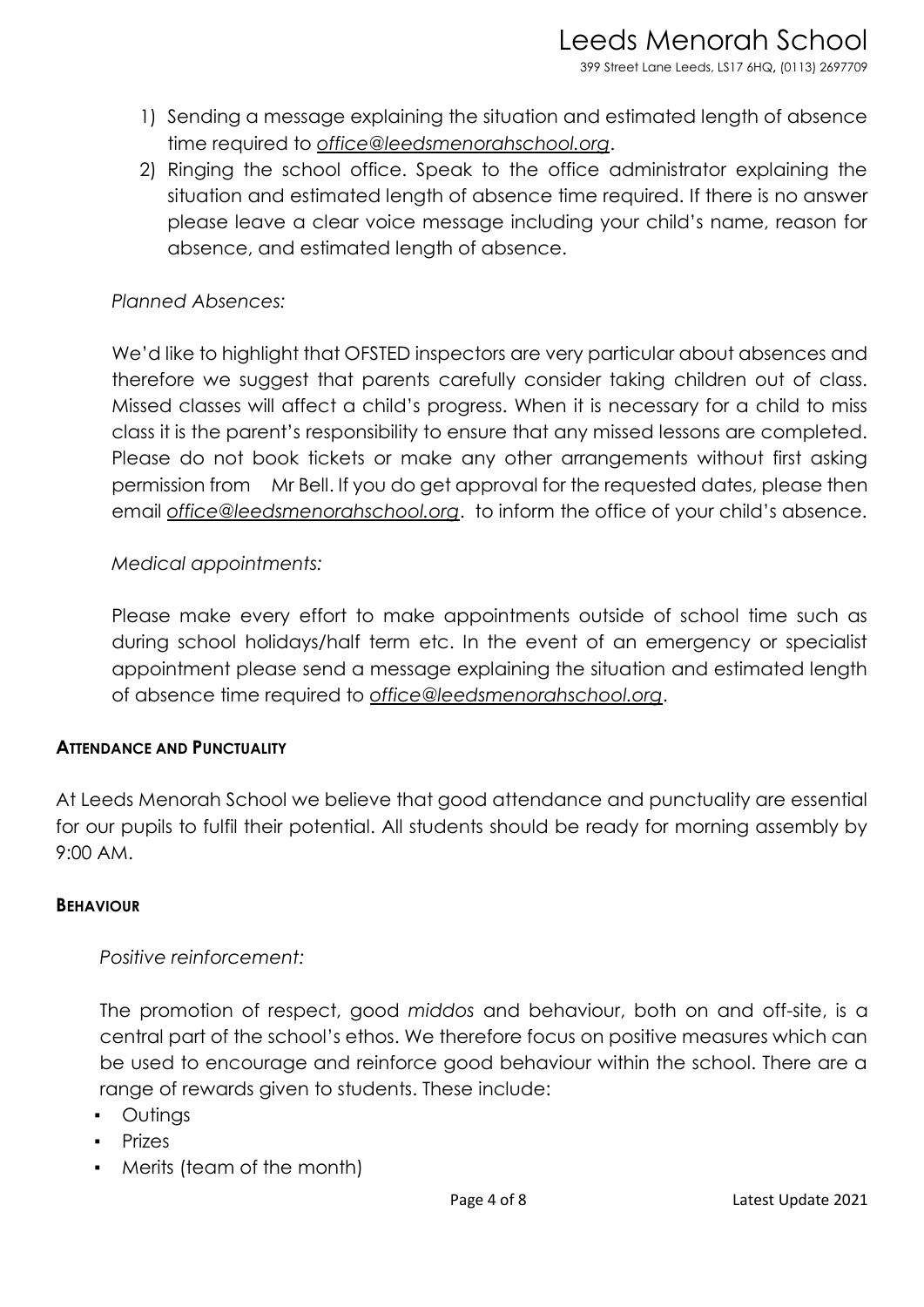1) Sending a message explaining the situation and estimated length of absence time required to *office@leedsmenorahschool.org*.
2) Ringing the school office. Speak to the office administrator explaining the situation and estimated length of absence time required. If there is no answer please leave a clear voice message including your child's name, reason for absence, and estimated length of absence.

*Planned Absences:*

We'd like to highlight that OFSTED inspectors are very particular about absences and therefore we suggest that parents carefully consider taking children out of class. Missed classes will affect a child's progress. When it is necessary for a child to miss class it is the parent's responsibility to ensure that any missed lessons are completed. Please do not book tickets or make any other arrangements without first asking permission from Mr Bell. If you do get approval for the requested dates, please then email *office@leedsmenorahschool.org*. to inform the office of your child's absence.

*Medical appointments:*

Please make every effort to make appointments outside of school time such as during school holidays/half term etc. In the event of an emergency or specialist appointment please send a message explaining the situation and estimated length of absence time required to *office@leedsmenorahschool.org*.

**ATTENDANCE AND PUNCTUALITY**

At Leeds Menorah School we believe that good attendance and punctuality are essential for our pupils to fulfil their potential. All students should be ready for morning assembly by 9:00 AM.

**BEHAVIOUR**

*Positive reinforcement:*

The promotion of respect, good *middos* and behaviour, both on and off-site, is a central part of the school's ethos. We therefore focus on positive measures which can be used to encourage and reinforce good behaviour within the school. There are a range of rewards given to students. These include:

- Outings
- Prizes
- Merits (team of the month)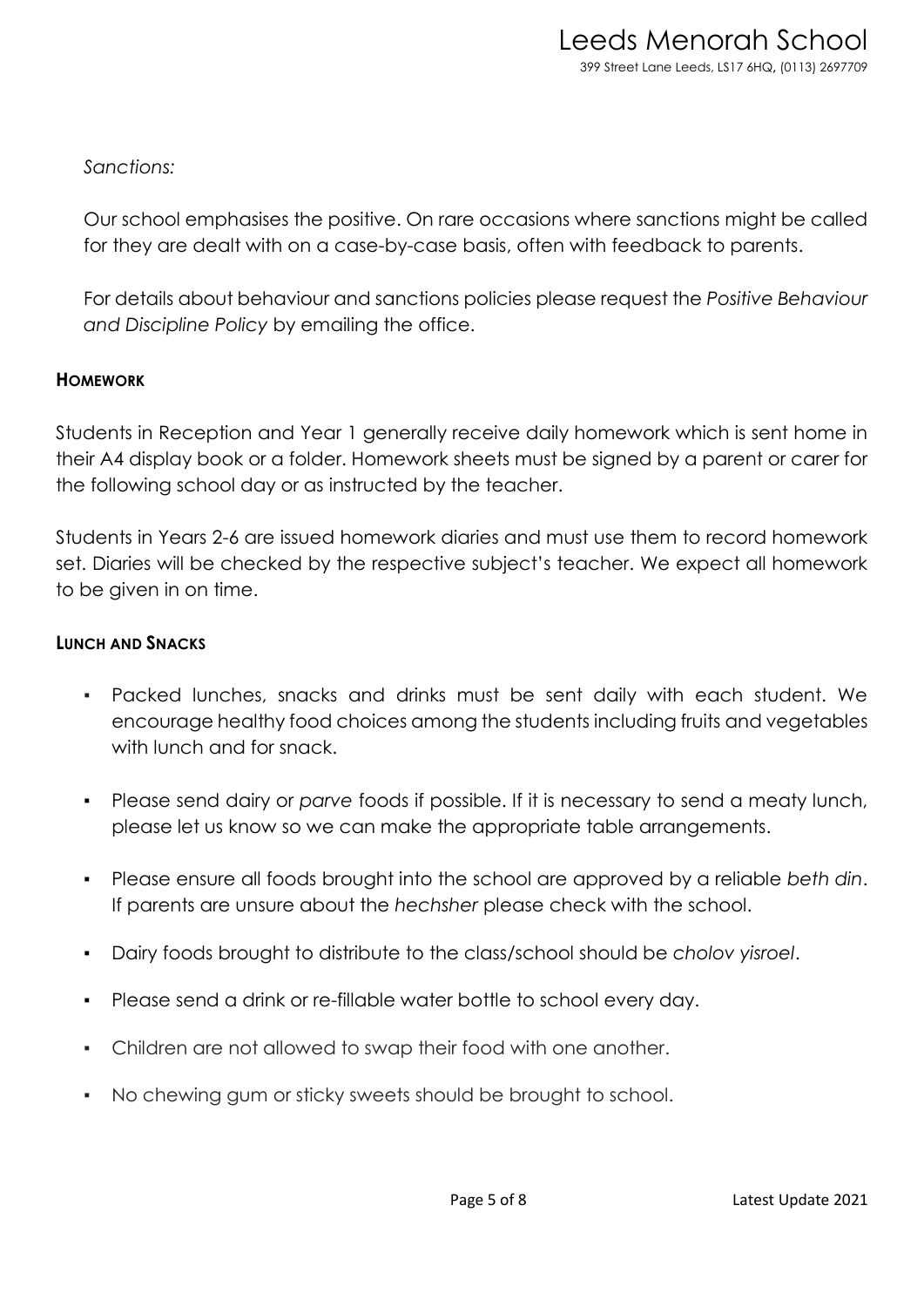*Sanctions:*

Our school emphasises the positive. On rare occasions where sanctions might be called for they are dealt with on a case-by-case basis, often with feedback to parents.

For details about behaviour and sanctions policies please request the *Positive Behaviour and Discipline Policy* by emailing the office.

## HOMEWORK

Students in Reception and Year 1 generally receive daily homework which is sent home in their A4 display book or a folder. Homework sheets must be signed by a parent or carer for the following school day or as instructed by the teacher.

Students in Years 2-6 are issued homework diaries and must use them to record homework set. Diaries will be checked by the respective subject's teacher. We expect all homework to be given in on time.

## LUNCH AND SNACKS

- Packed lunches, snacks and drinks must be sent daily with each student. We encourage healthy food choices among the students including fruits and vegetables with lunch and for snack.
- Please send dairy or *parve* foods if possible. If it is necessary to send a meaty lunch, please let us know so we can make the appropriate table arrangements.
- Please ensure all foods brought into the school are approved by a reliable *beth din*. If parents are unsure about the *hechsher* please check with the school.
- Dairy foods brought to distribute to the class/school should be *cholov yisroel*.
- Please send a drink or re-fillable water bottle to school every day.
- Children are not allowed to swap their food with one another.
- No chewing gum or sticky sweets should be brought to school.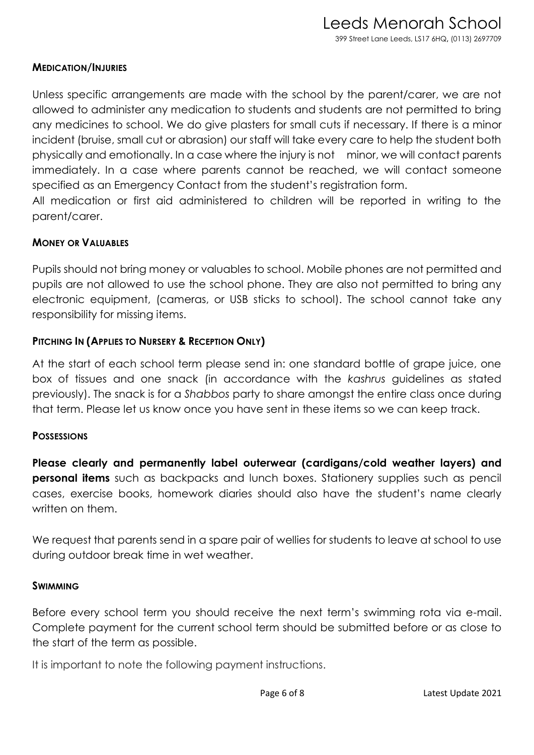## MEDICATION/INJURIES

Unless specific arrangements are made with the school by the parent/carer, we are not allowed to administer any medication to students and students are not permitted to bring any medicines to school. We do give plasters for small cuts if necessary. If there is a minor incident (bruise, small cut or abrasion) our staff will take every care to help the student both physically and emotionally. In a case where the injury is not minor, we will contact parents immediately. In a case where parents cannot be reached, we will contact someone specified as an Emergency Contact from the student's registration form.
All medication or first aid administered to children will be reported in writing to the parent/carer.

## MONEY OR VALUABLES

Pupils should not bring money or valuables to school. Mobile phones are not permitted and pupils are not allowed to use the school phone. They are also not permitted to bring any electronic equipment, (cameras, or USB sticks to school). The school cannot take any responsibility for missing items.

## PITCHING IN (APPLIES TO NURSERY & RECEPTION ONLY)

At the start of each school term please send in: one standard bottle of grape juice, one box of tissues and one snack (in accordance with the *kashrus* guidelines as stated previously). The snack is for a *Shabbos* party to share amongst the entire class once during that term. Please let us know once you have sent in these items so we can keep track.

## POSSESSIONS

**Please clearly and permanently label outerwear (cardigans/cold weather layers) and personal items** such as backpacks and lunch boxes. Stationery supplies such as pencil cases, exercise books, homework diaries should also have the student's name clearly written on them.

We request that parents send in a spare pair of wellies for students to leave at school to use during outdoor break time in wet weather.

## SWIMMING

Before every school term you should receive the next term's swimming rota via e-mail. Complete payment for the current school term should be submitted before or as close to the start of the term as possible.

It is important to note the following payment instructions.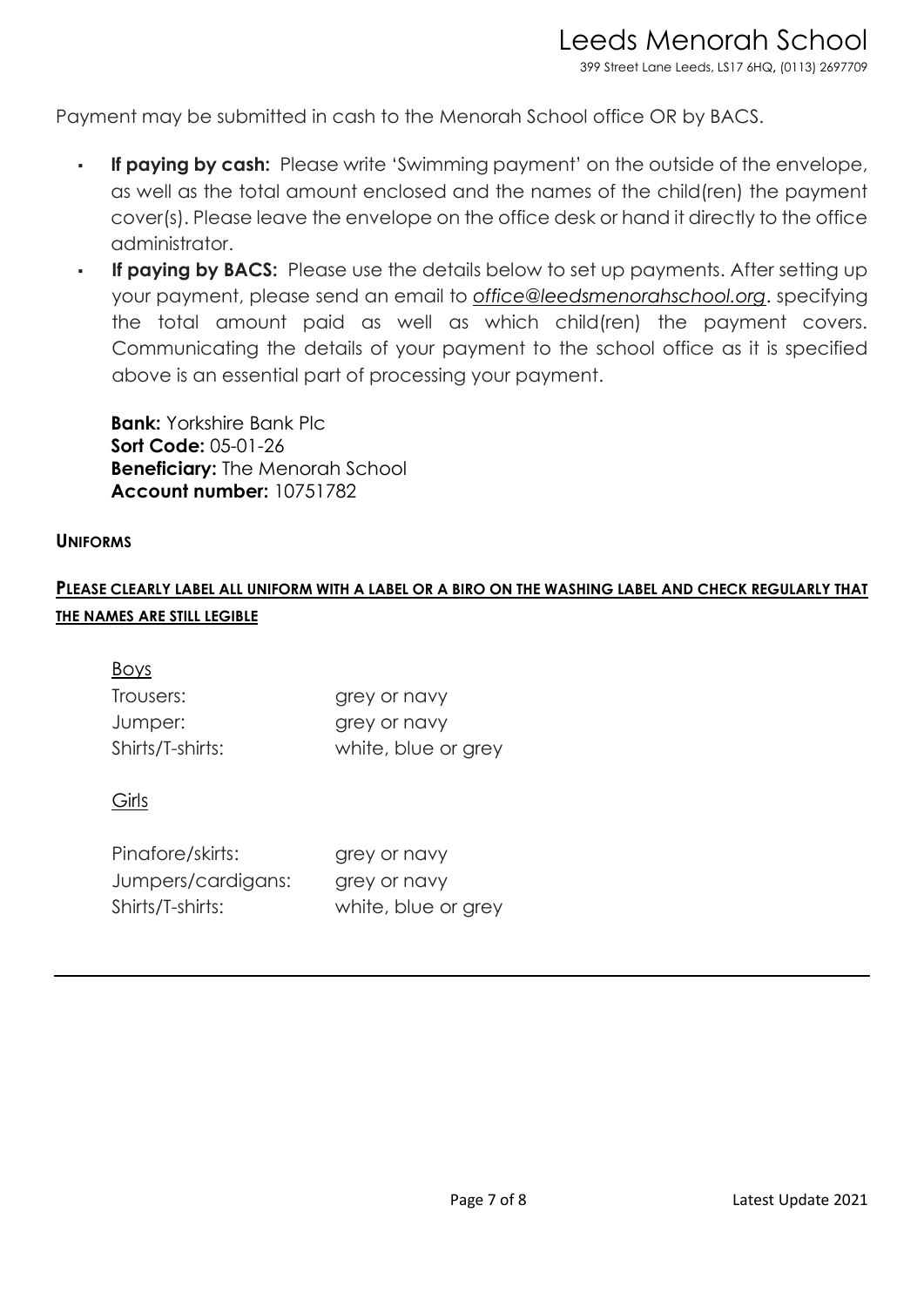Payment may be submitted in cash to the Menorah School office OR by BACS.

- **If paying by cash:** Please write 'Swimming payment' on the outside of the envelope, as well as the total amount enclosed and the names of the child(ren) the payment cover(s). Please leave the envelope on the office desk or hand it directly to the office administrator.
- **If paying by BACS:** Please use the details below to set up payments. After setting up your payment, please send an email to *office@leedsmenorahschool.org*. specifying the total amount paid as well as which child(ren) the payment covers. Communicating the details of your payment to the school office as it is specified above is an essential part of processing your payment.

  **Bank:** Yorkshire Bank Plc
  **Sort Code:** 05-01-26
  **Beneficiary:** The Menorah School
  **Account number:** 10751782

**UNIFORMS**

**PLEASE CLEARLY LABEL ALL UNIFORM WITH A LABEL OR A BIRO ON THE WASHING LABEL AND CHECK REGULARLY THAT THE NAMES ARE STILL LEGIBLE**

Boys

| | |
|---|---|
| Trousers: | grey or navy |
| Jumper: | grey or navy |
| Shirts/T-shirts: | white, blue or grey |

Girls

| | |
|---|---|
| Pinafore/skirts: | grey or navy |
| Jumpers/cardigans: | grey or navy |
| Shirts/T-shirts: | white, blue or grey |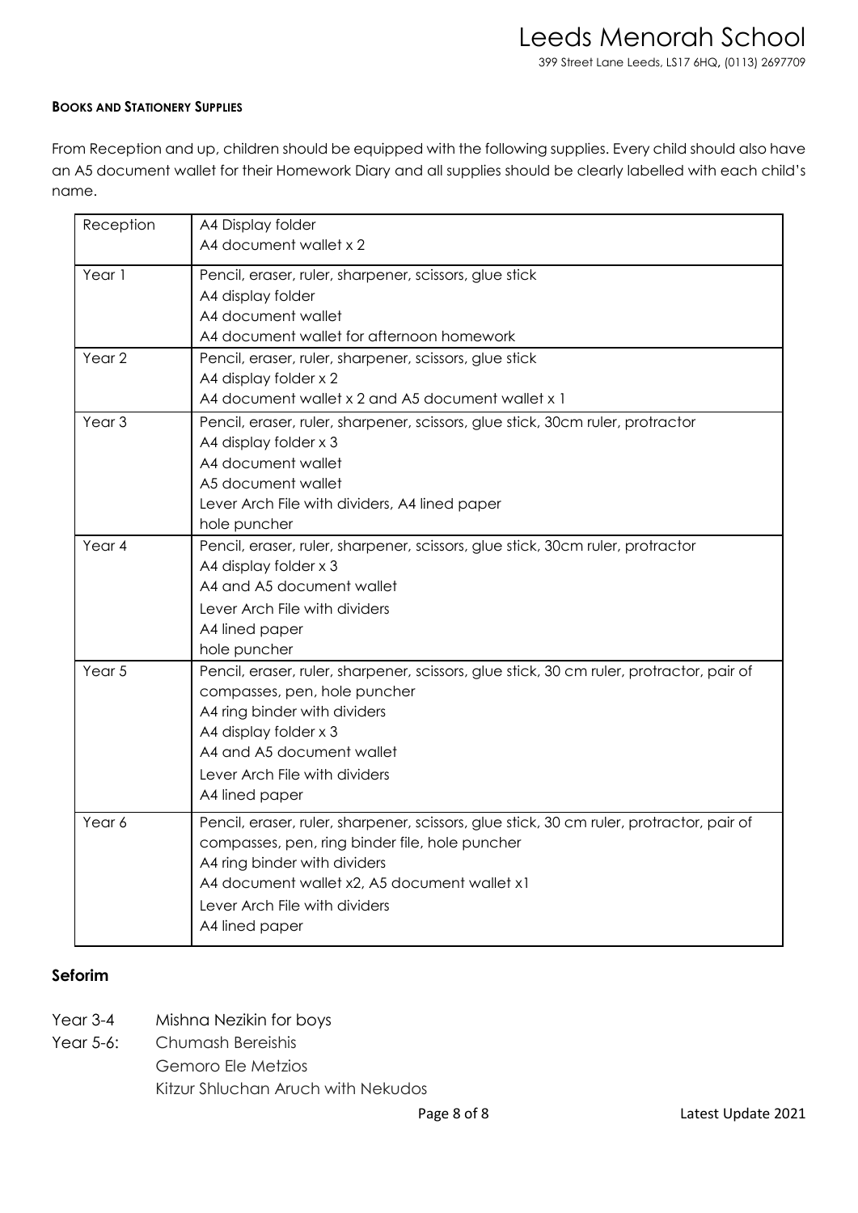**BOOKS AND STATIONERY SUPPLIES**

From Reception and up, children should be equipped with the following supplies. Every child should also have an A5 document wallet for their Homework Diary and all supplies should be clearly labelled with each child's name.

| | |
|---|---|
| Reception | A4 Display folder<br>A4 document wallet x 2 |
| Year 1 | Pencil, eraser, ruler, sharpener, scissors, glue stick<br>A4 display folder<br>A4 document wallet<br>A4 document wallet for afternoon homework |
| Year 2 | Pencil, eraser, ruler, sharpener, scissors, glue stick<br>A4 display folder x 2<br>A4 document wallet x 2 and A5 document wallet x 1 |
| Year 3 | Pencil, eraser, ruler, sharpener, scissors, glue stick, 30cm ruler, protractor<br>A4 display folder x 3<br>A4 document wallet<br>A5 document wallet<br>Lever Arch File with dividers, A4 lined paper<br>hole puncher |
| Year 4 | Pencil, eraser, ruler, sharpener, scissors, glue stick, 30cm ruler, protractor<br>A4 display folder x 3<br>A4 and A5 document wallet<br>Lever Arch File with dividers<br>A4 lined paper<br>hole puncher |
| Year 5 | Pencil, eraser, ruler, sharpener, scissors, glue stick, 30 cm ruler, protractor, pair of compasses, pen, hole puncher<br>A4 ring binder with dividers<br>A4 display folder x 3<br>A4 and A5 document wallet<br>Lever Arch File with dividers<br>A4 lined paper |
| Year 6 | Pencil, eraser, ruler, sharpener, scissors, glue stick, 30 cm ruler, protractor, pair of compasses, pen, ring binder file, hole puncher<br>A4 ring binder with dividers<br>A4 document wallet x2, A5 document wallet x1<br>Lever Arch File with dividers<br>A4 lined paper |

## Seforim

Year 3-4 Mishna Nezikin for boys

Year 5-6: Chumash Bereishis
Gemoro Ele Metzios
Kitzur Shluchan Aruch with Nekudos